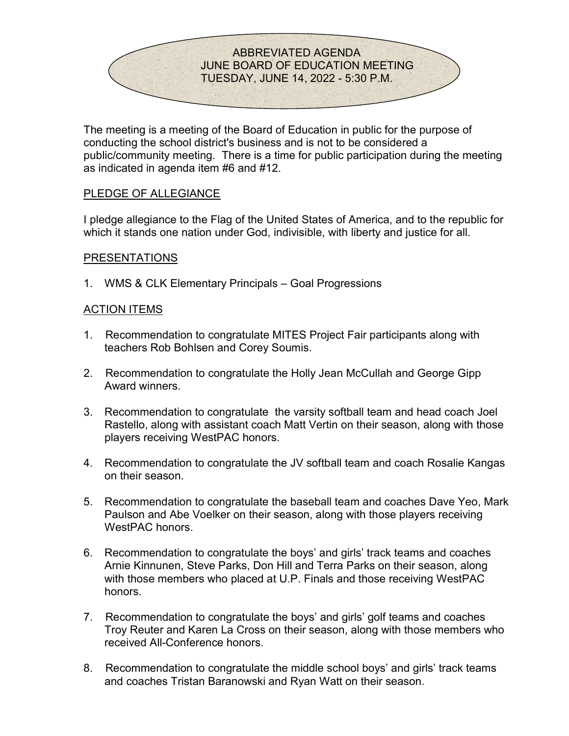# ABBREVIATED AGENDA
# JUNE BOARD OF EDUCATION MEETING
# TUESDAY, JUNE 14, 2022 - 5:30 P.M.

The meeting is a meeting of the Board of Education in public for the purpose of conducting the school district's business and is not to be considered a public/community meeting. There is a time for public participation during the meeting as indicated in agenda item #6 and #12.

## PLEDGE OF ALLEGIANCE

I pledge allegiance to the Flag of the United States of America, and to the republic for which it stands one nation under God, indivisible, with liberty and justice for all.

## PRESENTATIONS

1. WMS & CLK Elementary Principals – Goal Progressions

## ACTION ITEMS

1. Recommendation to congratulate MITES Project Fair participants along with teachers Rob Bohlsen and Corey Soumis.
2. Recommendation to congratulate the Holly Jean McCullah and George Gipp Award winners.
3. Recommendation to congratulate the varsity softball team and head coach Joel Rastello, along with assistant coach Matt Vertin on their season, along with those players receiving WestPAC honors.
4. Recommendation to congratulate the JV softball team and coach Rosalie Kangas on their season.
5. Recommendation to congratulate the baseball team and coaches Dave Yeo, Mark Paulson and Abe Voelker on their season, along with those players receiving WestPAC honors.
6. Recommendation to congratulate the boys' and girls' track teams and coaches Arnie Kinnunen, Steve Parks, Don Hill and Terra Parks on their season, along with those members who placed at U.P. Finals and those receiving WestPAC honors.
7. Recommendation to congratulate the boys' and girls' golf teams and coaches Troy Reuter and Karen La Cross on their season, along with those members who received All-Conference honors.
8. Recommendation to congratulate the middle school boys' and girls' track teams and coaches Tristan Baranowski and Ryan Watt on their season.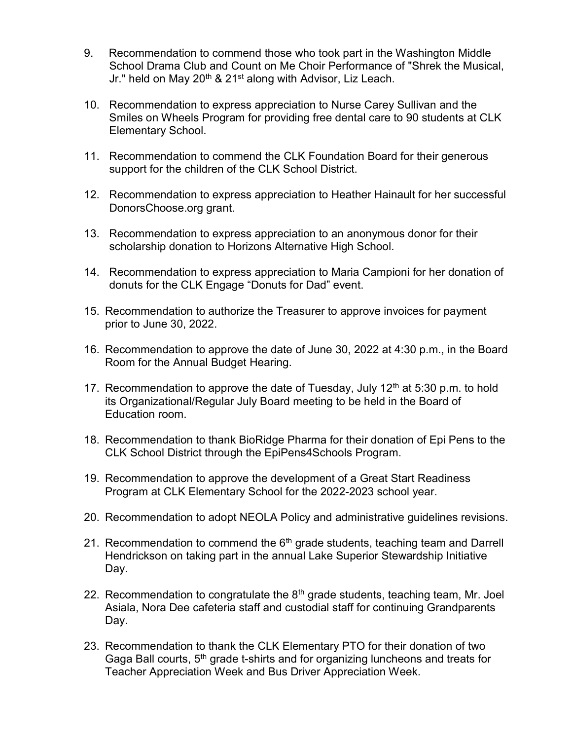9. Recommendation to commend those who took part in the Washington Middle School Drama Club and Count on Me Choir Performance of "Shrek the Musical, Jr." held on May 20th & 21st along with Advisor, Liz Leach.

10. Recommendation to express appreciation to Nurse Carey Sullivan and the Smiles on Wheels Program for providing free dental care to 90 students at CLK Elementary School.

11. Recommendation to commend the CLK Foundation Board for their generous support for the children of the CLK School District.

12. Recommendation to express appreciation to Heather Hainault for her successful DonorsChoose.org grant.

13. Recommendation to express appreciation to an anonymous donor for their scholarship donation to Horizons Alternative High School.

14. Recommendation to express appreciation to Maria Campioni for her donation of donuts for the CLK Engage "Donuts for Dad" event.

15. Recommendation to authorize the Treasurer to approve invoices for payment prior to June 30, 2022.

16. Recommendation to approve the date of June 30, 2022 at 4:30 p.m., in the Board Room for the Annual Budget Hearing.

17. Recommendation to approve the date of Tuesday, July 12th at 5:30 p.m. to hold its Organizational/Regular July Board meeting to be held in the Board of Education room.

18. Recommendation to thank BioRidge Pharma for their donation of Epi Pens to the CLK School District through the EpiPens4Schools Program.

19. Recommendation to approve the development of a Great Start Readiness Program at CLK Elementary School for the 2022-2023 school year.

20. Recommendation to adopt NEOLA Policy and administrative guidelines revisions.

21. Recommendation to commend the 6th grade students, teaching team and Darrell Hendrickson on taking part in the annual Lake Superior Stewardship Initiative Day.

22. Recommendation to congratulate the 8th grade students, teaching team, Mr. Joel Asiala, Nora Dee cafeteria staff and custodial staff for continuing Grandparents Day.

23. Recommendation to thank the CLK Elementary PTO for their donation of two Gaga Ball courts, 5th grade t-shirts and for organizing luncheons and treats for Teacher Appreciation Week and Bus Driver Appreciation Week.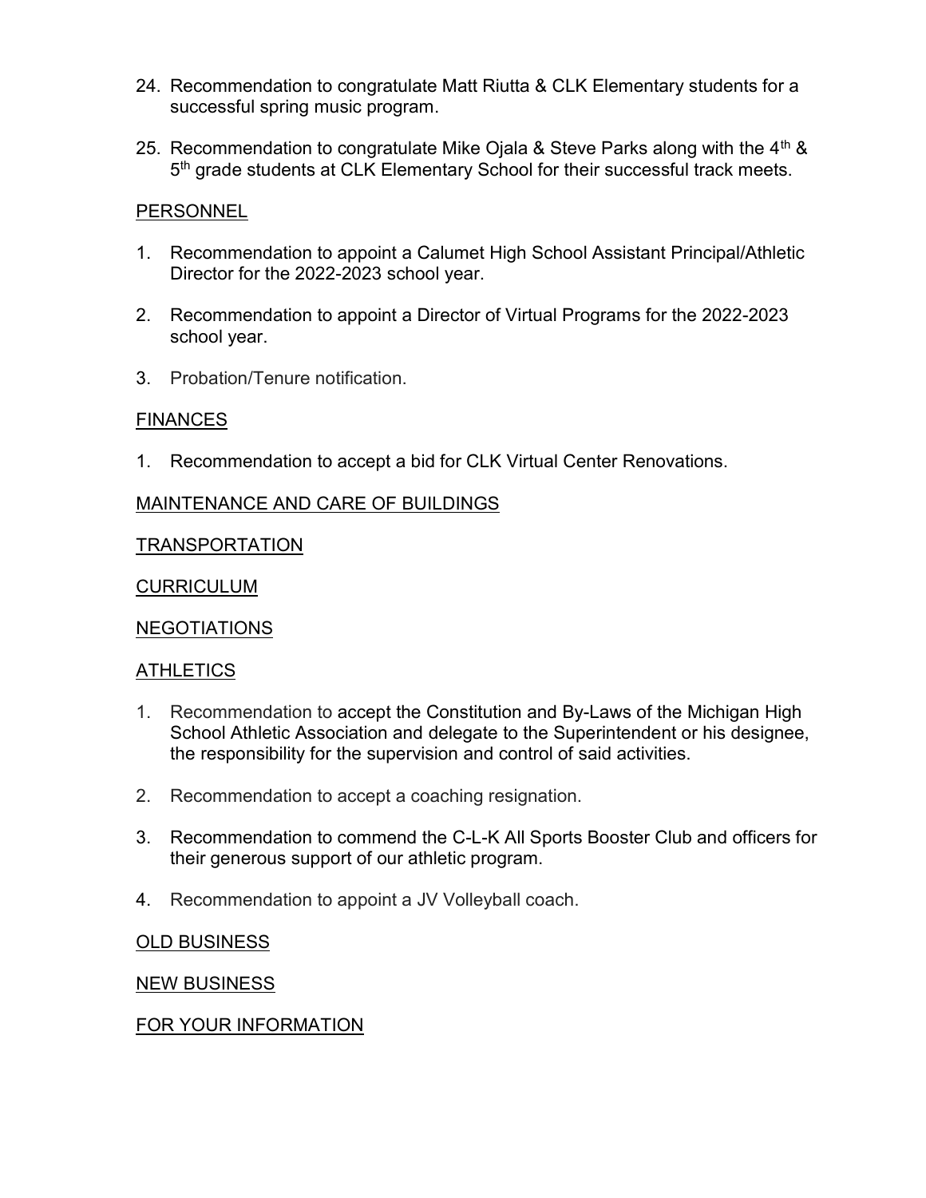24. Recommendation to congratulate Matt Riutta & CLK Elementary students for a successful spring music program.

25. Recommendation to congratulate Mike Ojala & Steve Parks along with the 4th & 5th grade students at CLK Elementary School for their successful track meets.

## PERSONNEL

1. Recommendation to appoint a Calumet High School Assistant Principal/Athletic Director for the 2022-2023 school year.

2. Recommendation to appoint a Director of Virtual Programs for the 2022-2023 school year.

3. Probation/Tenure notification.

## FINANCES

1. Recommendation to accept a bid for CLK Virtual Center Renovations.

## MAINTENANCE AND CARE OF BUILDINGS

## TRANSPORTATION

## CURRICULUM

## NEGOTIATIONS

## ATHLETICS

1. Recommendation to accept the Constitution and By-Laws of the Michigan High School Athletic Association and delegate to the Superintendent or his designee, the responsibility for the supervision and control of said activities.

2. Recommendation to accept a coaching resignation.

3. Recommendation to commend the C-L-K All Sports Booster Club and officers for their generous support of our athletic program.

4. Recommendation to appoint a JV Volleyball coach.

## OLD BUSINESS

## NEW BUSINESS

## FOR YOUR INFORMATION